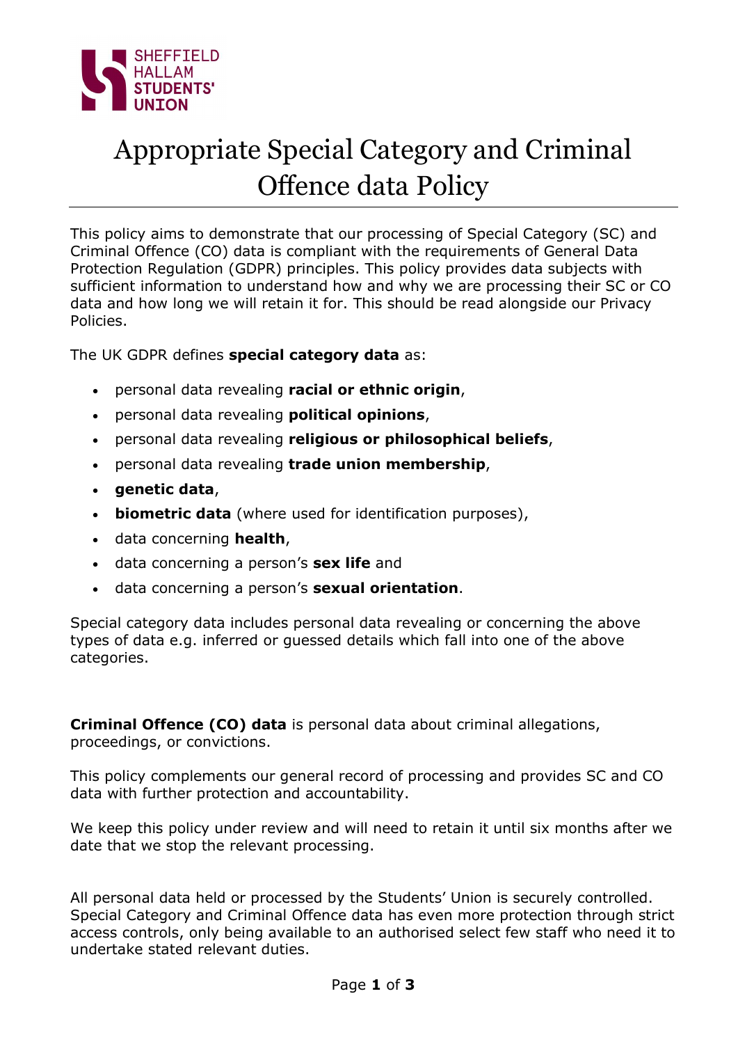# Appropriate Special Category and Criminal Offence data Policy

This policy aims to demonstrate that our processing of Special Category (SC) and Criminal Offence (CO) data is compliant with the requirements of General Data Protection Regulation (GDPR) principles. This policy provides data subjects with sufficient information to understand how and why we are processing their SC or CO data and how long we will retain it for. This should be read alongside our Privacy Policies.

The UK GDPR defines **special category data** as:

- personal data revealing **racial or ethnic origin**,
- personal data revealing **political opinions**,
- personal data revealing **religious or philosophical beliefs**,
- personal data revealing **trade union membership**,
- **genetic data**,
- **biometric data** (where used for identification purposes),
- data concerning **health**,
- data concerning a person's **sex life** and
- data concerning a person's **sexual orientation**.

Special category data includes personal data revealing or concerning the above types of data e.g. inferred or guessed details which fall into one of the above categories.

**Criminal Offence (CO) data** is personal data about criminal allegations, proceedings, or convictions.

This policy complements our general record of processing and provides SC and CO data with further protection and accountability.

We keep this policy under review and will need to retain it until six months after we date that we stop the relevant processing.

All personal data held or processed by the Students' Union is securely controlled. Special Category and Criminal Offence data has even more protection through strict access controls, only being available to an authorised select few staff who need it to undertake stated relevant duties.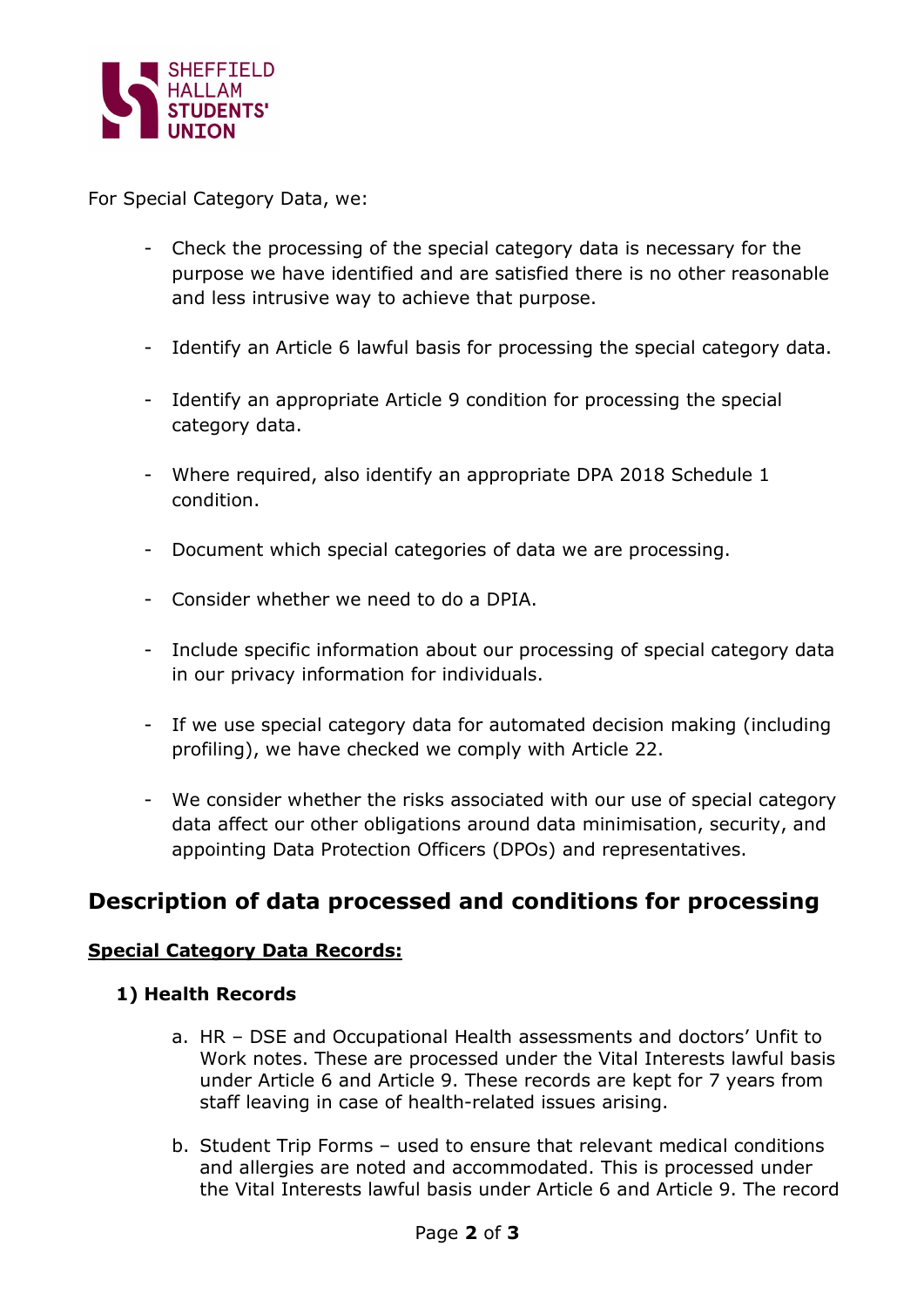For Special Category Data, we:

- Check the processing of the special category data is necessary for the purpose we have identified and are satisfied there is no other reasonable and less intrusive way to achieve that purpose.
- Identify an Article 6 lawful basis for processing the special category data.
- Identify an appropriate Article 9 condition for processing the special category data.
- Where required, also identify an appropriate DPA 2018 Schedule 1 condition.
- Document which special categories of data we are processing.
- Consider whether we need to do a DPIA.
- Include specific information about our processing of special category data in our privacy information for individuals.
- If we use special category data for automated decision making (including profiling), we have checked we comply with Article 22.
- We consider whether the risks associated with our use of special category data affect our other obligations around data minimisation, security, and appointing Data Protection Officers (DPOs) and representatives.

## Description of data processed and conditions for processing

**Special Category Data Records:**

### 1) Health Records

a. HR – DSE and Occupational Health assessments and doctors' Unfit to Work notes. These are processed under the Vital Interests lawful basis under Article 6 and Article 9. These records are kept for 7 years from staff leaving in case of health-related issues arising.

b. Student Trip Forms – used to ensure that relevant medical conditions and allergies are noted and accommodated. This is processed under the Vital Interests lawful basis under Article 6 and Article 9. The record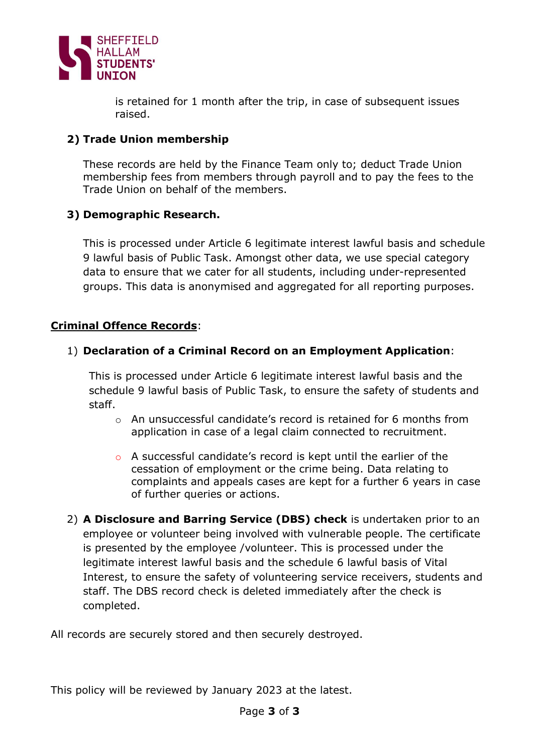is retained for 1 month after the trip, in case of subsequent issues raised.

**2) Trade Union membership**

These records are held by the Finance Team only to; deduct Trade Union membership fees from members through payroll and to pay the fees to the Trade Union on behalf of the members.

**3) Demographic Research.**

This is processed under Article 6 legitimate interest lawful basis and schedule 9 lawful basis of Public Task. Amongst other data, we use special category data to ensure that we cater for all students, including under-represented groups. This data is anonymised and aggregated for all reporting purposes.

**<u>Criminal Offence Records</u>**:

1) **Declaration of a Criminal Record on an Employment Application**:

   This is processed under Article 6 legitimate interest lawful basis and the schedule 9 lawful basis of Public Task, to ensure the safety of students and staff.

   - An unsuccessful candidate's record is retained for 6 months from application in case of a legal claim connected to recruitment.
   - A successful candidate's record is kept until the earlier of the cessation of employment or the crime being. Data relating to complaints and appeals cases are kept for a further 6 years in case of further queries or actions.

2) **A Disclosure and Barring Service (DBS) check** is undertaken prior to an employee or volunteer being involved with vulnerable people. The certificate is presented by the employee /volunteer. This is processed under the legitimate interest lawful basis and the schedule 6 lawful basis of Vital Interest, to ensure the safety of volunteering service receivers, students and staff. The DBS record check is deleted immediately after the check is completed.

All records are securely stored and then securely destroyed.

This policy will be reviewed by January 2023 at the latest.